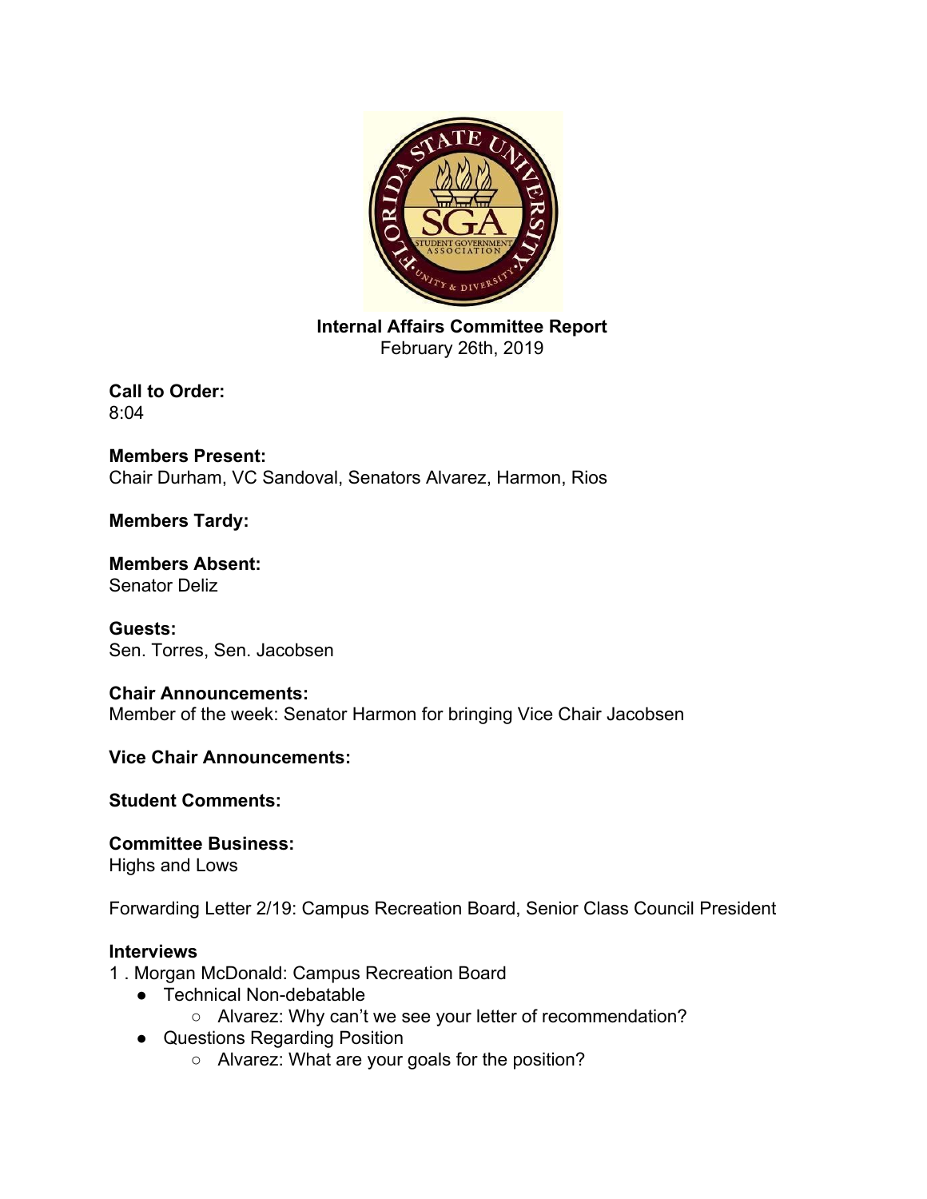**Internal Affairs Committee Report**
February 26th, 2019

**Call to Order:**
8:04

**Members Present:**
Chair Durham, VC Sandoval, Senators Alvarez, Harmon, Rios

**Members Tardy:**

**Members Absent:**
Senator Deliz

**Guests:**
Sen. Torres, Sen. Jacobsen

**Chair Announcements:**
Member of the week: Senator Harmon for bringing Vice Chair Jacobsen

**Vice Chair Announcements:**

**Student Comments:**

**Committee Business:**
Highs and Lows

Forwarding Letter 2/19: Campus Recreation Board, Senior Class Council President

**Interviews**

1 . Morgan McDonald: Campus Recreation Board
- Technical Non-debatable
  - Alvarez: Why can't we see your letter of recommendation?
- Questions Regarding Position
  - Alvarez: What are your goals for the position?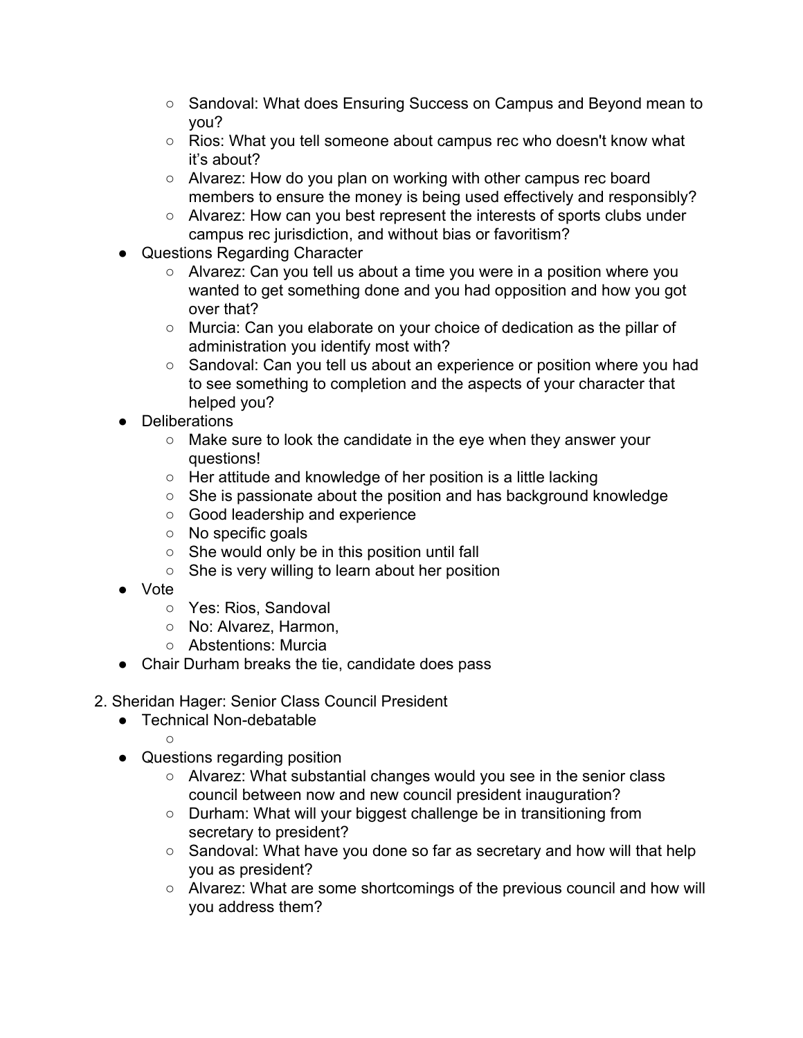- Sandoval: What does Ensuring Success on Campus and Beyond mean to you?
  - Rios: What you tell someone about campus rec who doesn't know what it's about?
  - Alvarez: How do you plan on working with other campus rec board members to ensure the money is being used effectively and responsibly?
  - Alvarez: How can you best represent the interests of sports clubs under campus rec jurisdiction, and without bias or favoritism?
- Questions Regarding Character
  - Alvarez: Can you tell us about a time you were in a position where you wanted to get something done and you had opposition and how you got over that?
  - Murcia: Can you elaborate on your choice of dedication as the pillar of administration you identify most with?
  - Sandoval: Can you tell us about an experience or position where you had to see something to completion and the aspects of your character that helped you?
- Deliberations
  - Make sure to look the candidate in the eye when they answer your questions!
  - Her attitude and knowledge of her position is a little lacking
  - She is passionate about the position and has background knowledge
  - Good leadership and experience
  - No specific goals
  - She would only be in this position until fall
  - She is very willing to learn about her position
- Vote
  - Yes: Rios, Sandoval
  - No: Alvarez, Harmon,
  - Abstentions: Murcia
- Chair Durham breaks the tie, candidate does pass

2. Sheridan Hager: Senior Class Council President
   - Technical Non-debatable
     - 
   - Questions regarding position
     - Alvarez: What substantial changes would you see in the senior class council between now and new council president inauguration?
     - Durham: What will your biggest challenge be in transitioning from secretary to president?
     - Sandoval: What have you done so far as secretary and how will that help you as president?
     - Alvarez: What are some shortcomings of the previous council and how will you address them?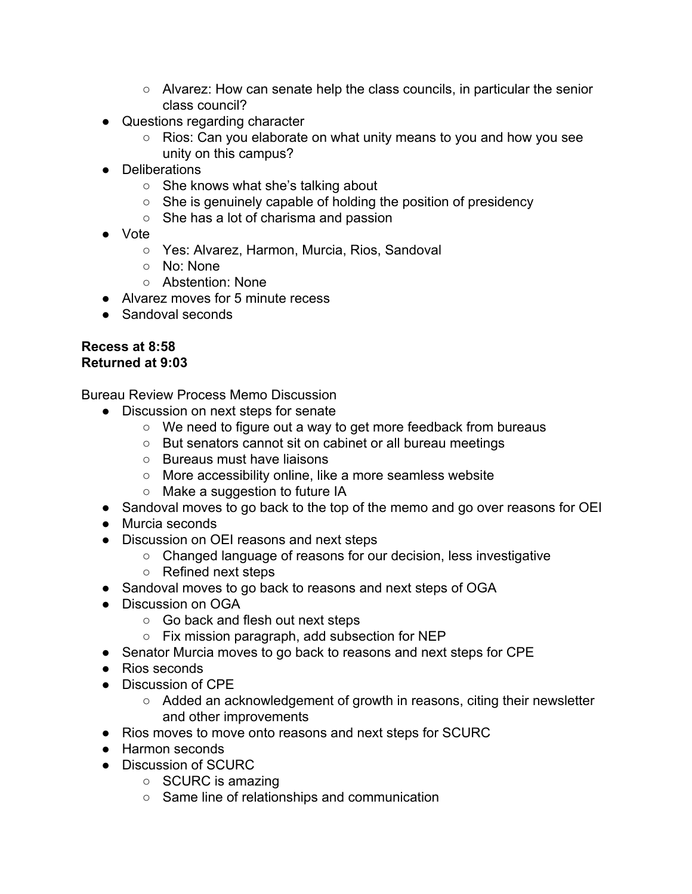- Alvarez: How can senate help the class councils, in particular the senior class council?
- Questions regarding character
  - Rios: Can you elaborate on what unity means to you and how you see unity on this campus?
- Deliberations
  - She knows what she's talking about
  - She is genuinely capable of holding the position of presidency
  - She has a lot of charisma and passion
- Vote
  - Yes: Alvarez, Harmon, Murcia, Rios, Sandoval
  - No: None
  - Abstention: None
- Alvarez moves for 5 minute recess
- Sandoval seconds

**Recess at 8:58**
**Returned at 9:03**

Bureau Review Process Memo Discussion

- Discussion on next steps for senate
  - We need to figure out a way to get more feedback from bureaus
  - But senators cannot sit on cabinet or all bureau meetings
  - Bureaus must have liaisons
  - More accessibility online, like a more seamless website
  - Make a suggestion to future IA
- Sandoval moves to go back to the top of the memo and go over reasons for OEI
- Murcia seconds
- Discussion on OEI reasons and next steps
  - Changed language of reasons for our decision, less investigative
  - Refined next steps
- Sandoval moves to go back to reasons and next steps of OGA
- Discussion on OGA
  - Go back and flesh out next steps
  - Fix mission paragraph, add subsection for NEP
- Senator Murcia moves to go back to reasons and next steps for CPE
- Rios seconds
- Discussion of CPE
  - Added an acknowledgement of growth in reasons, citing their newsletter and other improvements
- Rios moves to move onto reasons and next steps for SCURC
- Harmon seconds
- Discussion of SCURC
  - SCURC is amazing
  - Same line of relationships and communication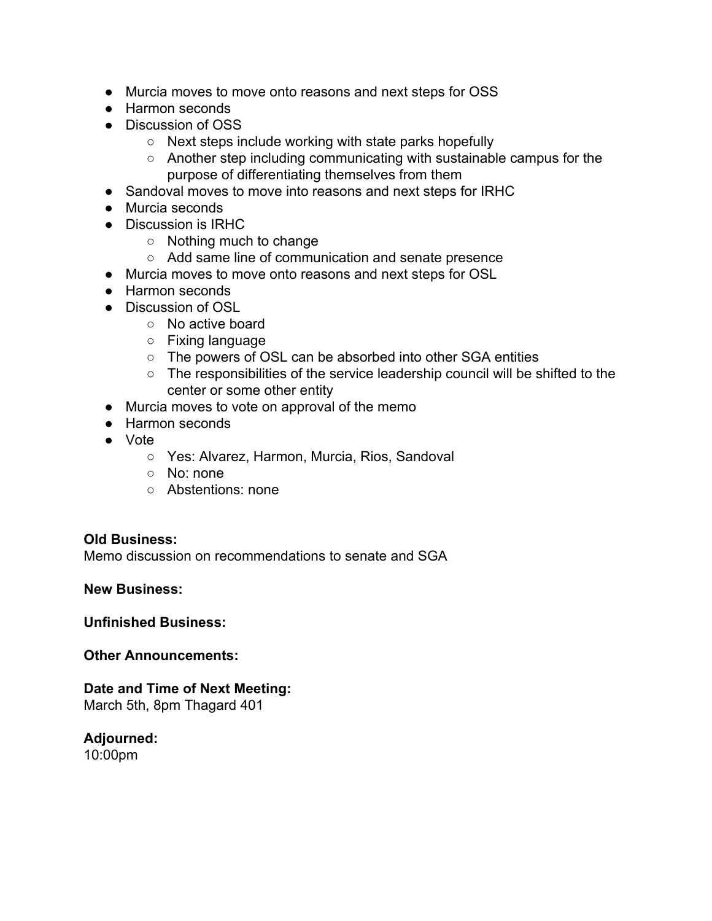- Murcia moves to move onto reasons and next steps for OSS
- Harmon seconds
- Discussion of OSS
  - Next steps include working with state parks hopefully
  - Another step including communicating with sustainable campus for the purpose of differentiating themselves from them
- Sandoval moves to move into reasons and next steps for IRHC
- Murcia seconds
- Discussion is IRHC
  - Nothing much to change
  - Add same line of communication and senate presence
- Murcia moves to move onto reasons and next steps for OSL
- Harmon seconds
- Discussion of OSL
  - No active board
  - Fixing language
  - The powers of OSL can be absorbed into other SGA entities
  - The responsibilities of the service leadership council will be shifted to the center or some other entity
- Murcia moves to vote on approval of the memo
- Harmon seconds
- Vote
  - Yes: Alvarez, Harmon, Murcia, Rios, Sandoval
  - No: none
  - Abstentions: none

**Old Business:**
Memo discussion on recommendations to senate and SGA

**New Business:**

**Unfinished Business:**

**Other Announcements:**

**Date and Time of Next Meeting:**
March 5th, 8pm Thagard 401

**Adjourned:**
10:00pm